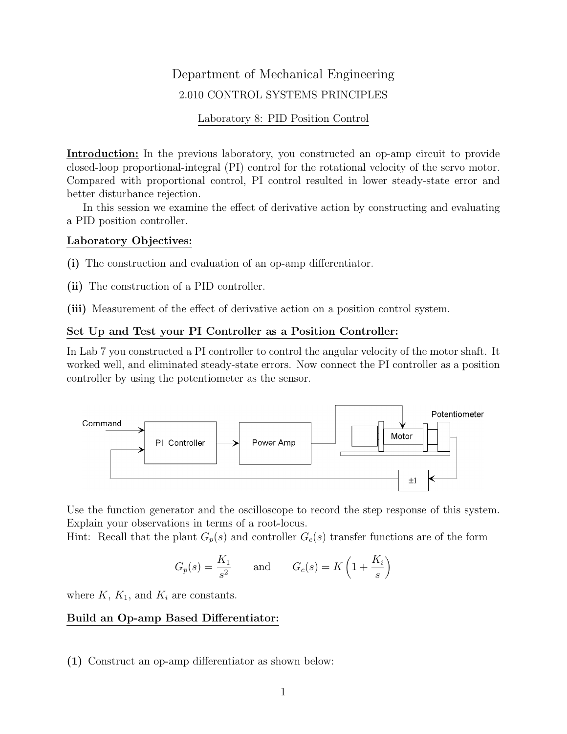# Department of Mechanical Engineering

## 2.010 CONTROL SYSTEMS PRINCIPLES

### Laboratory 8: PID Position Control

**Introduction:** In the previous laboratory, you constructed an op-amp circuit to provide closed-loop proportional-integral (PI) control for the rotational velocity of the servo motor. Compared with proportional control, PI control resulted in lower steady-state error and better disturbance rejection.

In this session we examine the effect of derivative action by constructing and evaluating a PID position controller.

**Laboratory Objectives:**

**(i)** The construction and evaluation of an op-amp differentiator.

**(ii)** The construction of a PID controller.

**(iii)** Measurement of the effect of derivative action on a position control system.

**Set Up and Test your PI Controller as a Position Controller:**

In Lab 7 you constructed a PI controller to control the angular velocity of the motor shaft. It worked well, and eliminated steady-state errors. Now connect the PI controller as a position controller by using the potentiometer as the sensor.

Command → PI Controller → Power Amp → Motor → Potentiometer → ±1 (feedback)

Use the function generator and the oscilloscope to record the step response of this system. Explain your observations in terms of a root-locus.

Hint: Recall that the plant $G_p(s)$ and controller $G_c(s)$ transfer functions are of the form

$$G_p(s) = \frac{K_1}{s^2} \qquad \text{and} \qquad G_c(s) = K\left(1 + \frac{K_i}{s}\right)$$

where $K$, $K_1$, and $K_i$ are constants.

**Build an Op-amp Based Differentiator:**

**(1)** Construct an op-amp differentiator as shown below: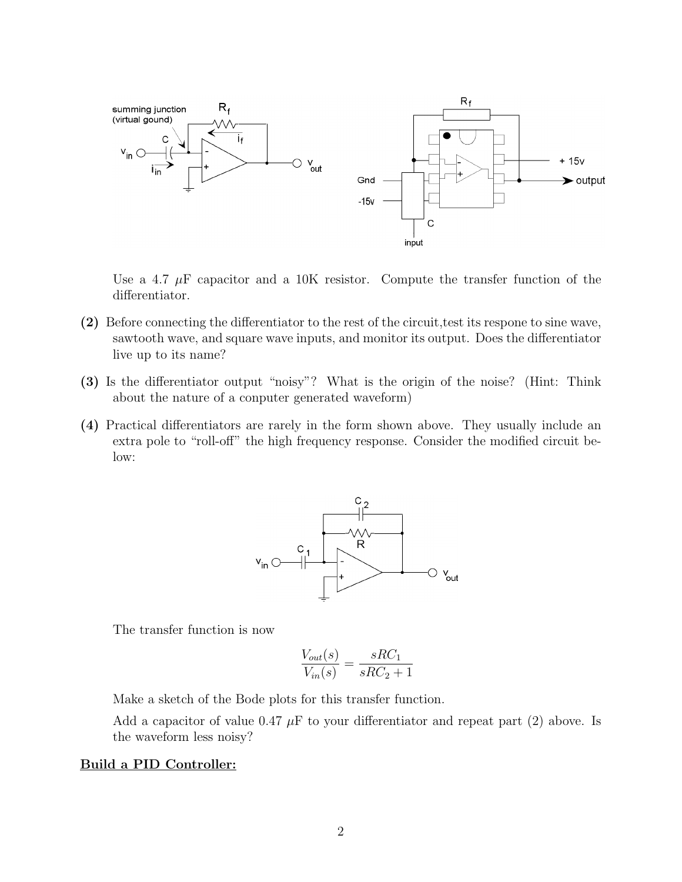Use a 4.7 $\mu$F capacitor and a 10K resistor. Compute the transfer function of the differentiator.

**(2)** Before connecting the differentiator to the rest of the circuit,test its respone to sine wave, sawtooth wave, and square wave inputs, and monitor its output. Does the differentiator live up to its name?

**(3)** Is the differentiator output "noisy"? What is the origin of the noise? (Hint: Think about the nature of a computer generated waveform)

**(4)** Practical differentiators are rarely in the form shown above. They usually include an extra pole to "roll-off" the high frequency response. Consider the modified circuit below:

The transfer function is now

$$\frac{V_{out}(s)}{V_{in}(s)} = \frac{sRC_1}{sRC_2 + 1}$$

Make a sketch of the Bode plots for this transfer function.

Add a capacitor of value 0.47 $\mu$F to your differentiator and repeat part (2) above. Is the waveform less noisy?

## Build a PID Controller: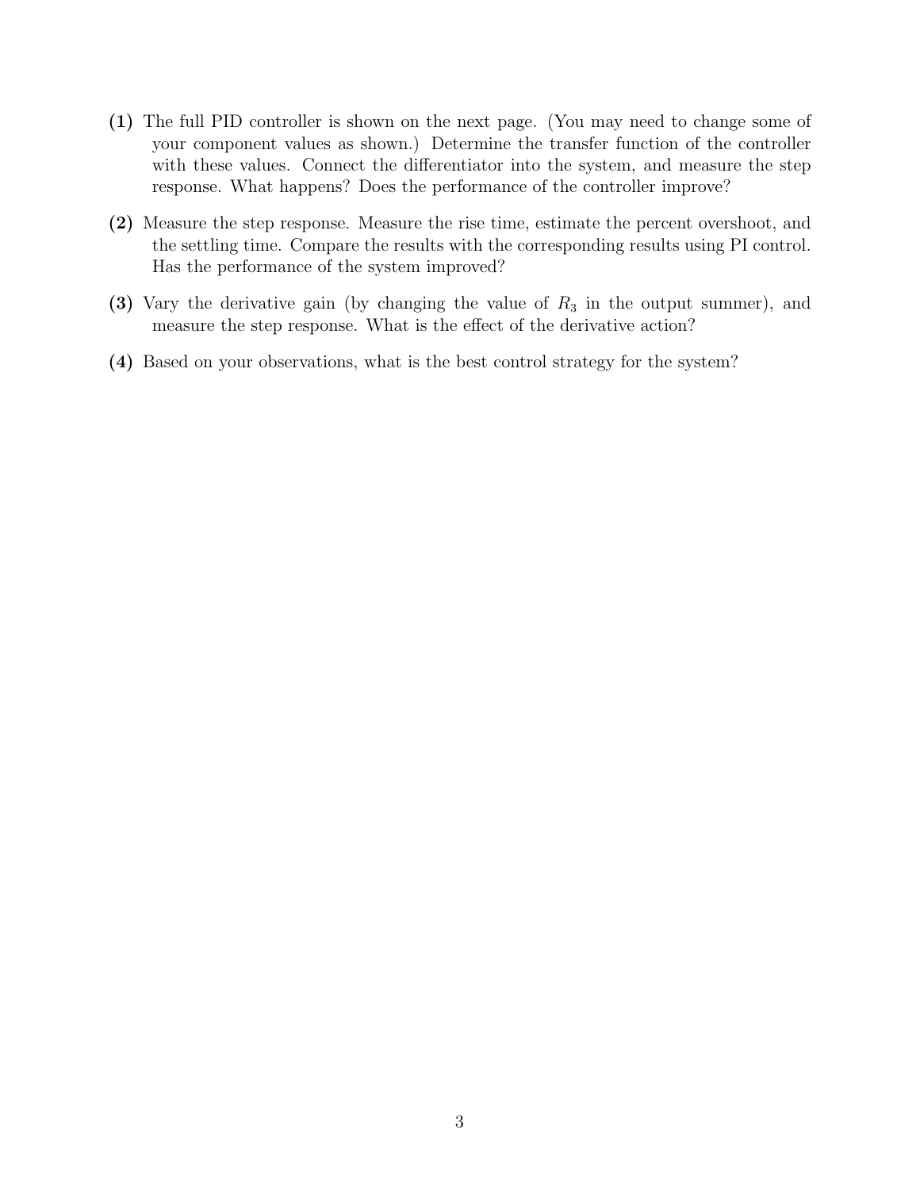**(1)** The full PID controller is shown on the next page. (You may need to change some of your component values as shown.) Determine the transfer function of the controller with these values. Connect the differentiator into the system, and measure the step response. What happens? Does the performance of the controller improve?

**(2)** Measure the step response. Measure the rise time, estimate the percent overshoot, and the settling time. Compare the results with the corresponding results using PI control. Has the performance of the system improved?

**(3)** Vary the derivative gain (by changing the value of $R_3$ in the output summer), and measure the step response. What is the effect of the derivative action?

**(4)** Based on your observations, what is the best control strategy for the system?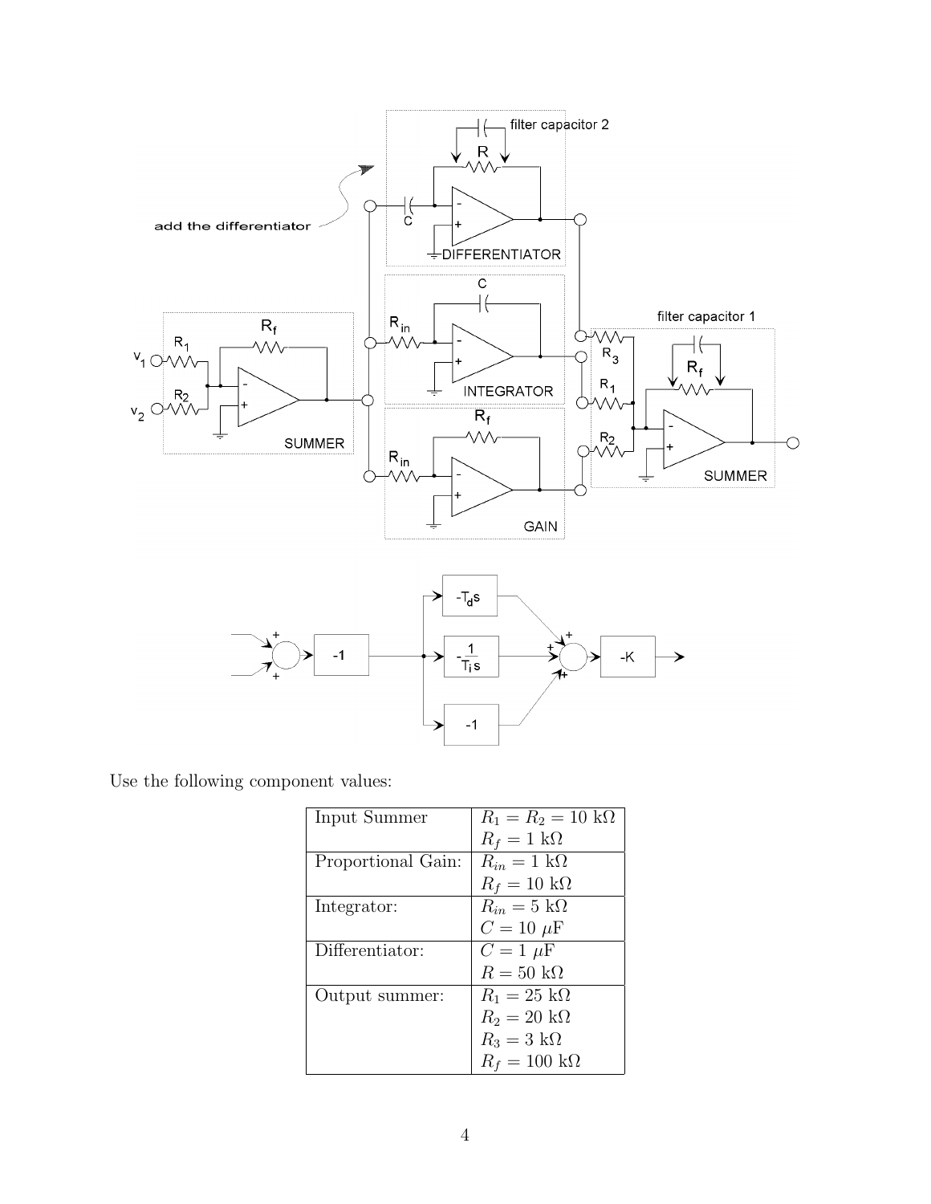add the differentiator

filter capacitor 2

R

C

DIFFERENTIATOR

C

$R_{in}$

INTEGRATOR

$R_f$

$R_1$

$v_1$

$R_2$

$v_2$

SUMMER

$R_f$

$R_{in}$

GAIN

filter capacitor 1

$R_3$

$R_f$

$R_1$

$R_2$

SUMMER

-1

$-T_d s$

$-\frac{1}{T_i s}$

-1

-K

Use the following component values:

| | |
|---|---|
| Input Summer | $R_1 = R_2 = 10\ \text{k}\Omega$ <br> $R_f = 1\ \text{k}\Omega$ |
| Proportional Gain: | $R_{in} = 1\ \text{k}\Omega$ <br> $R_f = 10\ \text{k}\Omega$ |
| Integrator: | $R_{in} = 5\ \text{k}\Omega$ <br> $C = 10\ \mu\text{F}$ |
| Differentiator: | $C = 1\ \mu\text{F}$ <br> $R = 50\ \text{k}\Omega$ |
| Output summer: | $R_1 = 25\ \text{k}\Omega$ <br> $R_2 = 20\ \text{k}\Omega$ <br> $R_3 = 3\ \text{k}\Omega$ <br> $R_f = 100\ \text{k}\Omega$ |